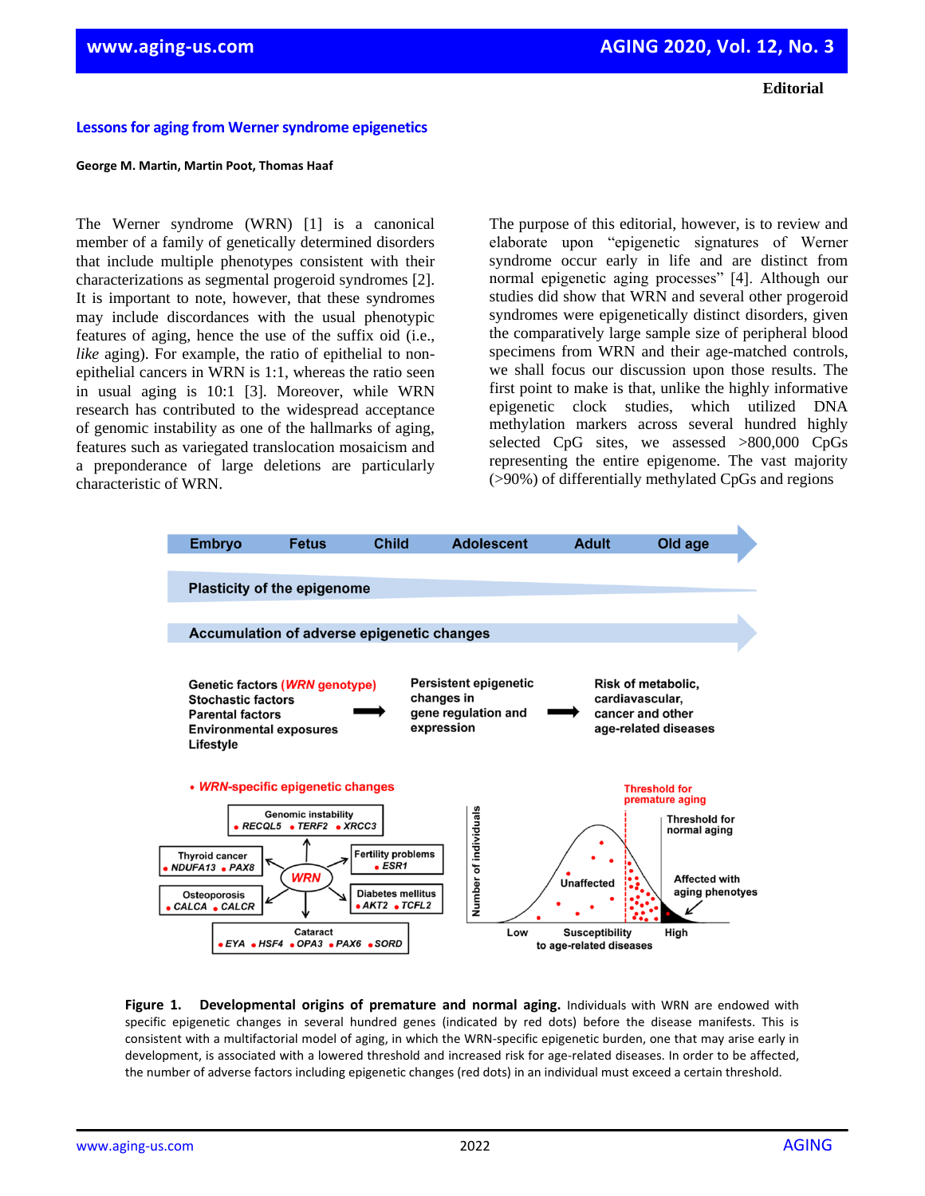Editorial

# Lessons for aging from Werner syndrome epigenetics

**George M. Martin, Martin Poot, Thomas Haaf**

The Werner syndrome (WRN) [1] is a canonical member of a family of genetically determined disorders that include multiple phenotypes consistent with their characterizations as segmental progeroid syndromes [2]. It is important to note, however, that these syndromes may include discordances with the usual phenotypic features of aging, hence the use of the suffix oid (i.e., *like* aging). For example, the ratio of epithelial to non-epithelial cancers in WRN is 1:1, whereas the ratio seen in usual aging is 10:1 [3]. Moreover, while WRN research has contributed to the widespread acceptance of genomic instability as one of the hallmarks of aging, features such as variegated translocation mosaicism and a preponderance of large deletions are particularly characteristic of WRN.

The purpose of this editorial, however, is to review and elaborate upon "epigenetic signatures of Werner syndrome occur early in life and are distinct from normal epigenetic aging processes" [4]. Although our studies did show that WRN and several other progeroid syndromes were epigenetically distinct disorders, given the comparatively large sample size of peripheral blood specimens from WRN and their age-matched controls, we shall focus our discussion upon those results. The first point to make is that, unlike the highly informative epigenetic clock studies, which utilized DNA methylation markers across several hundred highly selected CpG sites, we assessed >800,000 CpGs representing the entire epigenome. The vast majority (>90%) of differentially methylated CpGs and regions

**Figure 1. Developmental origins of premature and normal aging.** Individuals with WRN are endowed with specific epigenetic changes in several hundred genes (indicated by red dots) before the disease manifests. This is consistent with a multifactorial model of aging, in which the WRN-specific epigenetic burden, one that may arise early in development, is associated with a lowered threshold and increased risk for age-related diseases. In order to be affected, the number of adverse factors including epigenetic changes (red dots) in an individual must exceed a certain threshold.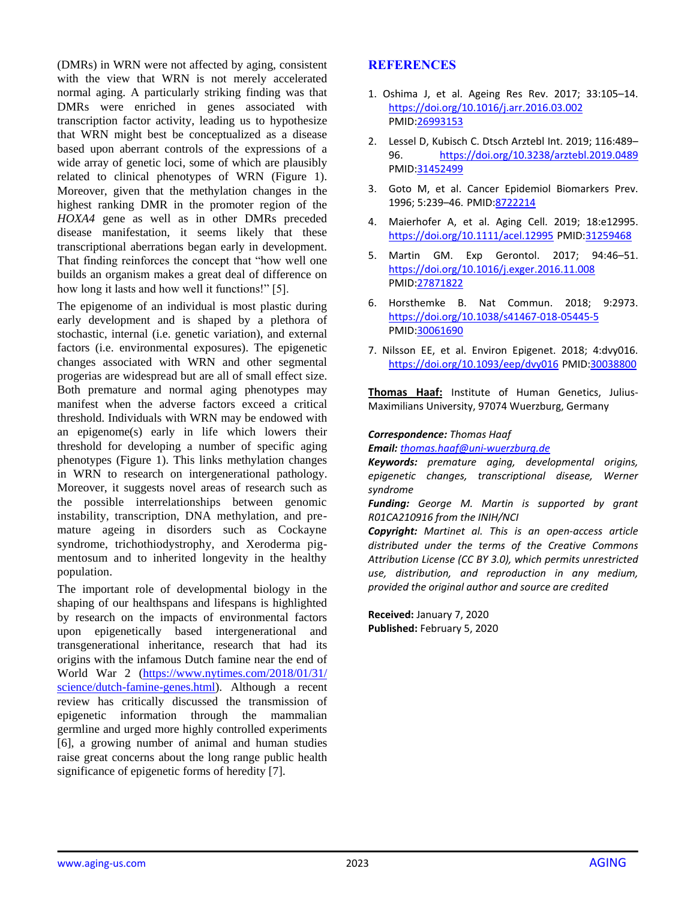(DMRs) in WRN were not affected by aging, consistent with the view that WRN is not merely accelerated normal aging. A particularly striking finding was that DMRs were enriched in genes associated with transcription factor activity, leading us to hypothesize that WRN might best be conceptualized as a disease based upon aberrant controls of the expressions of a wide array of genetic loci, some of which are plausibly related to clinical phenotypes of WRN (Figure 1). Moreover, given that the methylation changes in the highest ranking DMR in the promoter region of the *HOXA4* gene as well as in other DMRs preceded disease manifestation, it seems likely that these transcriptional aberrations began early in development. That finding reinforces the concept that "how well one builds an organism makes a great deal of difference on how long it lasts and how well it functions!" [5].

The epigenome of an individual is most plastic during early development and is shaped by a plethora of stochastic, internal (i.e. genetic variation), and external factors (i.e. environmental exposures). The epigenetic changes associated with WRN and other segmental progerias are widespread but are all of small effect size. Both premature and normal aging phenotypes may manifest when the adverse factors exceed a critical threshold. Individuals with WRN may be endowed with an epigenome(s) early in life which lowers their threshold for developing a number of specific aging phenotypes (Figure 1). This links methylation changes in WRN to research on intergenerational pathology. Moreover, it suggests novel areas of research such as the possible interrelationships between genomic instability, transcription, DNA methylation, and premature ageing in disorders such as Cockayne syndrome, trichothiodystrophy, and Xeroderma pigmentosum and to inherited longevity in the healthy population.

The important role of developmental biology in the shaping of our healthspans and lifespans is highlighted by research on the impacts of environmental factors upon epigenetically based intergenerational and transgenerational inheritance, research that had its origins with the infamous Dutch famine near the end of World War 2 (https://www.nytimes.com/2018/01/31/science/dutch-famine-genes.html). Although a recent review has critically discussed the transmission of epigenetic information through the mammalian germline and urged more highly controlled experiments [6], a growing number of animal and human studies raise great concerns about the long range public health significance of epigenetic forms of heredity [7].

## REFERENCES

1. Oshima J, et al. Ageing Res Rev. 2017; 33:105–14. https://doi.org/10.1016/j.arr.2016.03.002 PMID:26993153

2. Lessel D, Kubisch C. Dtsch Arztebl Int. 2019; 116:489–96. https://doi.org/10.3238/arztebl.2019.0489 PMID:31452499

3. Goto M, et al. Cancer Epidemiol Biomarkers Prev. 1996; 5:239–46. PMID:8722214

4. Maierhofer A, et al. Aging Cell. 2019; 18:e12995. https://doi.org/10.1111/acel.12995 PMID:31259468

5. Martin GM. Exp Gerontol. 2017; 94:46–51. https://doi.org/10.1016/j.exger.2016.11.008 PMID:27871822

6. Horsthemke B. Nat Commun. 2018; 9:2973. https://doi.org/10.1038/s41467-018-05445-5 PMID:30061690

7. Nilsson EE, et al. Environ Epigenet. 2018; 4:dvy016. https://doi.org/10.1093/eep/dvy016 PMID:30038800

**Thomas Haaf:** Institute of Human Genetics, Julius-Maximilians University, 97074 Wuerzburg, Germany

***Correspondence:*** *Thomas Haaf*
***Email:*** *thomas.haaf@uni-wuerzburg.de*
***Keywords:*** *premature aging, developmental origins, epigenetic changes, transcriptional disease, Werner syndrome*
***Funding:*** *George M. Martin is supported by grant R01CA210916 from the INIH/NCI*
***Copyright:*** *Martinet al. This is an open-access article distributed under the terms of the Creative Commons Attribution License (CC BY 3.0), which permits unrestricted use, distribution, and reproduction in any medium, provided the original author and source are credited*

**Received:** January 7, 2020
**Published:** February 5, 2020